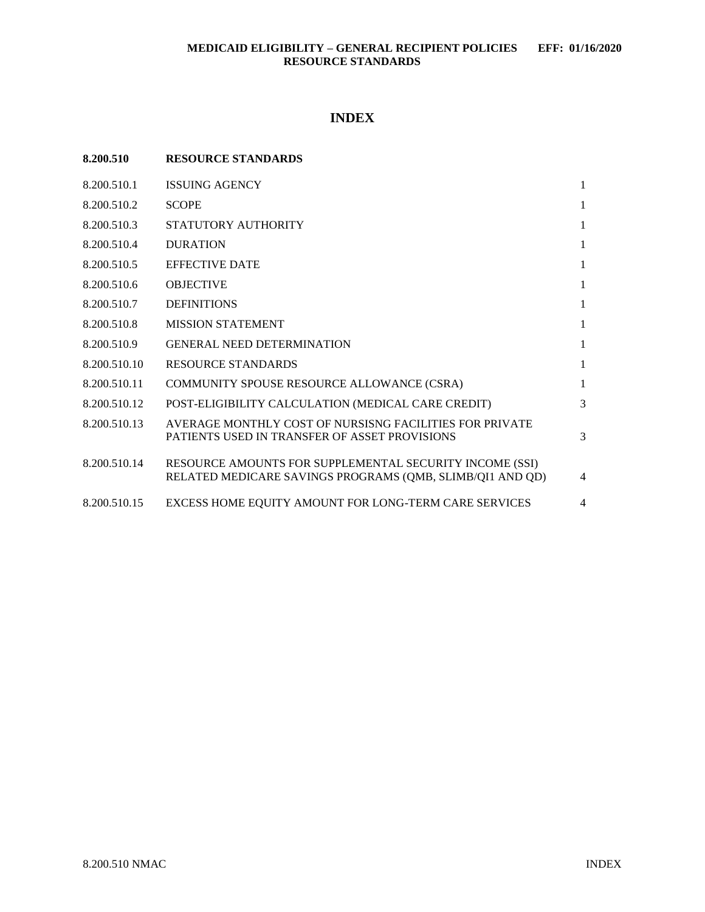# INDEX

**8.200.510 RESOURCE STANDARDS**

| | | |
|---|---|---|
| 8.200.510.1 | ISSUING AGENCY | 1 |
| 8.200.510.2 | SCOPE | 1 |
| 8.200.510.3 | STATUTORY AUTHORITY | 1 |
| 8.200.510.4 | DURATION | 1 |
| 8.200.510.5 | EFFECTIVE DATE | 1 |
| 8.200.510.6 | OBJECTIVE | 1 |
| 8.200.510.7 | DEFINITIONS | 1 |
| 8.200.510.8 | MISSION STATEMENT | 1 |
| 8.200.510.9 | GENERAL NEED DETERMINATION | 1 |
| 8.200.510.10 | RESOURCE STANDARDS | 1 |
| 8.200.510.11 | COMMUNITY SPOUSE RESOURCE ALLOWANCE (CSRA) | 1 |
| 8.200.510.12 | POST-ELIGIBILITY CALCULATION (MEDICAL CARE CREDIT) | 3 |
| 8.200.510.13 | AVERAGE MONTHLY COST OF NURSISNG FACILITIES FOR PRIVATE PATIENTS USED IN TRANSFER OF ASSET PROVISIONS | 3 |
| 8.200.510.14 | RESOURCE AMOUNTS FOR SUPPLEMENTAL SECURITY INCOME (SSI) RELATED MEDICARE SAVINGS PROGRAMS (QMB, SLIMB/QI1 AND QD) | 4 |
| 8.200.510.15 | EXCESS HOME EQUITY AMOUNT FOR LONG-TERM CARE SERVICES | 4 |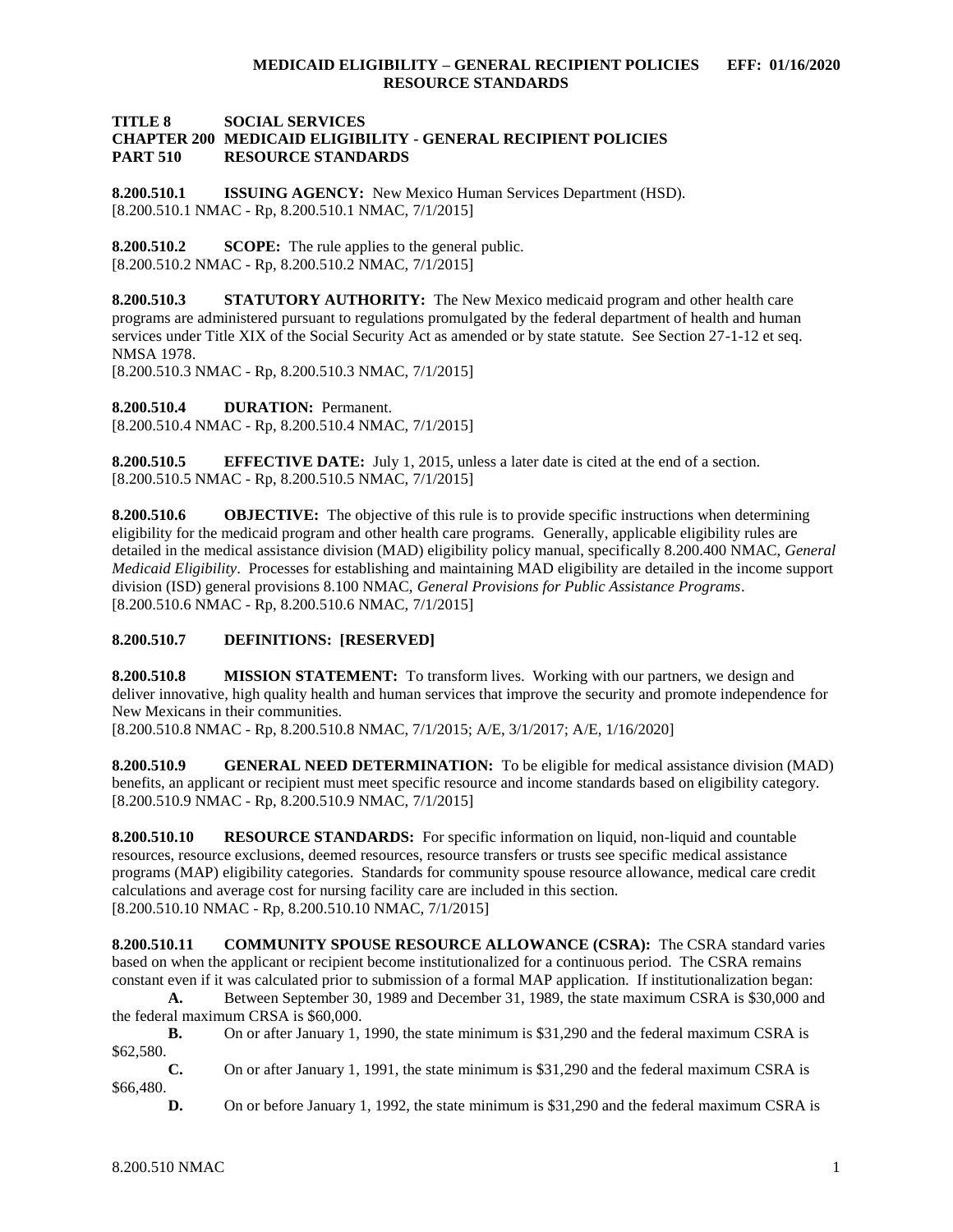**TITLE 8 SOCIAL SERVICES**
**CHAPTER 200 MEDICAID ELIGIBILITY - GENERAL RECIPIENT POLICIES**
**PART 510 RESOURCE STANDARDS**

**8.200.510.1 ISSUING AGENCY:** New Mexico Human Services Department (HSD).
[8.200.510.1 NMAC - Rp, 8.200.510.1 NMAC, 7/1/2015]

**8.200.510.2 SCOPE:** The rule applies to the general public.
[8.200.510.2 NMAC - Rp, 8.200.510.2 NMAC, 7/1/2015]

**8.200.510.3 STATUTORY AUTHORITY:** The New Mexico medicaid program and other health care programs are administered pursuant to regulations promulgated by the federal department of health and human services under Title XIX of the Social Security Act as amended or by state statute. See Section 27-1-12 et seq. NMSA 1978.
[8.200.510.3 NMAC - Rp, 8.200.510.3 NMAC, 7/1/2015]

**8.200.510.4 DURATION:** Permanent.
[8.200.510.4 NMAC - Rp, 8.200.510.4 NMAC, 7/1/2015]

**8.200.510.5 EFFECTIVE DATE:** July 1, 2015, unless a later date is cited at the end of a section.
[8.200.510.5 NMAC - Rp, 8.200.510.5 NMAC, 7/1/2015]

**8.200.510.6 OBJECTIVE:** The objective of this rule is to provide specific instructions when determining eligibility for the medicaid program and other health care programs. Generally, applicable eligibility rules are detailed in the medical assistance division (MAD) eligibility policy manual, specifically 8.200.400 NMAC, *General Medicaid Eligibility*. Processes for establishing and maintaining MAD eligibility are detailed in the income support division (ISD) general provisions 8.100 NMAC, *General Provisions for Public Assistance Programs*.
[8.200.510.6 NMAC - Rp, 8.200.510.6 NMAC, 7/1/2015]

**8.200.510.7 DEFINITIONS: [RESERVED]**

**8.200.510.8 MISSION STATEMENT:** To transform lives. Working with our partners, we design and deliver innovative, high quality health and human services that improve the security and promote independence for New Mexicans in their communities.
[8.200.510.8 NMAC - Rp, 8.200.510.8 NMAC, 7/1/2015; A/E, 3/1/2017; A/E, 1/16/2020]

**8.200.510.9 GENERAL NEED DETERMINATION:** To be eligible for medical assistance division (MAD) benefits, an applicant or recipient must meet specific resource and income standards based on eligibility category.
[8.200.510.9 NMAC - Rp, 8.200.510.9 NMAC, 7/1/2015]

**8.200.510.10 RESOURCE STANDARDS:** For specific information on liquid, non-liquid and countable resources, resource exclusions, deemed resources, resource transfers or trusts see specific medical assistance programs (MAP) eligibility categories. Standards for community spouse resource allowance, medical care credit calculations and average cost for nursing facility care are included in this section.
[8.200.510.10 NMAC - Rp, 8.200.510.10 NMAC, 7/1/2015]

**8.200.510.11 COMMUNITY SPOUSE RESOURCE ALLOWANCE (CSRA):** The CSRA standard varies based on when the applicant or recipient become institutionalized for a continuous period. The CSRA remains constant even if it was calculated prior to submission of a formal MAP application. If institutionalization began:

**A.** Between September 30, 1989 and December 31, 1989, the state maximum CSRA is $30,000 and the federal maximum CRSA is $60,000.

**B.** On or after January 1, 1990, the state minimum is $31,290 and the federal maximum CSRA is $62,580.

**C.** On or after January 1, 1991, the state minimum is $31,290 and the federal maximum CSRA is $66,480.

**D.** On or before January 1, 1992, the state minimum is $31,290 and the federal maximum CSRA is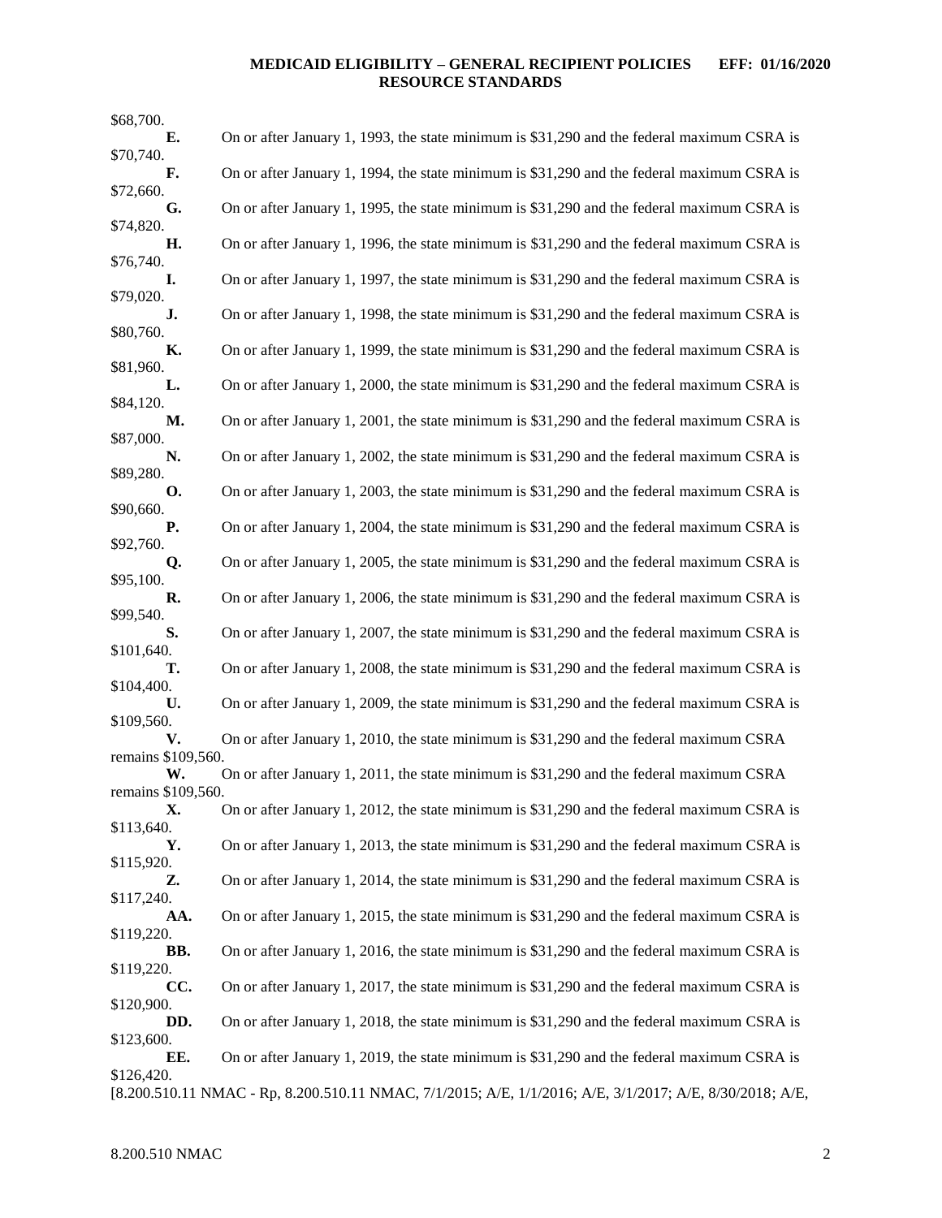$68,700.

**E.** On or after January 1, 1993, the state minimum is $31,290 and the federal maximum CSRA is $70,740.

**F.** On or after January 1, 1994, the state minimum is $31,290 and the federal maximum CSRA is $72,660.

**G.** On or after January 1, 1995, the state minimum is $31,290 and the federal maximum CSRA is $74,820.

**H.** On or after January 1, 1996, the state minimum is $31,290 and the federal maximum CSRA is $76,740.

**I.** On or after January 1, 1997, the state minimum is $31,290 and the federal maximum CSRA is $79,020.

**J.** On or after January 1, 1998, the state minimum is $31,290 and the federal maximum CSRA is $80,760.

**K.** On or after January 1, 1999, the state minimum is $31,290 and the federal maximum CSRA is $81,960.

**L.** On or after January 1, 2000, the state minimum is $31,290 and the federal maximum CSRA is $84,120.

**M.** On or after January 1, 2001, the state minimum is $31,290 and the federal maximum CSRA is $87,000.

**N.** On or after January 1, 2002, the state minimum is $31,290 and the federal maximum CSRA is $89,280.

**O.** On or after January 1, 2003, the state minimum is $31,290 and the federal maximum CSRA is $90,660.

**P.** On or after January 1, 2004, the state minimum is $31,290 and the federal maximum CSRA is $92,760.

**Q.** On or after January 1, 2005, the state minimum is $31,290 and the federal maximum CSRA is $95,100.

**R.** On or after January 1, 2006, the state minimum is $31,290 and the federal maximum CSRA is $99,540.

**S.** On or after January 1, 2007, the state minimum is $31,290 and the federal maximum CSRA is $101,640.

**T.** On or after January 1, 2008, the state minimum is $31,290 and the federal maximum CSRA is $104,400.

**U.** On or after January 1, 2009, the state minimum is $31,290 and the federal maximum CSRA is $109,560.

**V.** On or after January 1, 2010, the state minimum is $31,290 and the federal maximum CSRA remains $109,560.

**W.** On or after January 1, 2011, the state minimum is $31,290 and the federal maximum CSRA remains $109,560.

**X.** On or after January 1, 2012, the state minimum is $31,290 and the federal maximum CSRA is $113,640.

**Y.** On or after January 1, 2013, the state minimum is $31,290 and the federal maximum CSRA is $115,920.

**Z.** On or after January 1, 2014, the state minimum is $31,290 and the federal maximum CSRA is $117,240.

**AA.** On or after January 1, 2015, the state minimum is $31,290 and the federal maximum CSRA is $119,220.

**BB.** On or after January 1, 2016, the state minimum is $31,290 and the federal maximum CSRA is $119,220.

**CC.** On or after January 1, 2017, the state minimum is $31,290 and the federal maximum CSRA is $120,900.

**DD.** On or after January 1, 2018, the state minimum is $31,290 and the federal maximum CSRA is $123,600.

**EE.** On or after January 1, 2019, the state minimum is $31,290 and the federal maximum CSRA is $126,420.

[8.200.510.11 NMAC - Rp, 8.200.510.11 NMAC, 7/1/2015; A/E, 1/1/2016; A/E, 3/1/2017; A/E, 8/30/2018; A/E,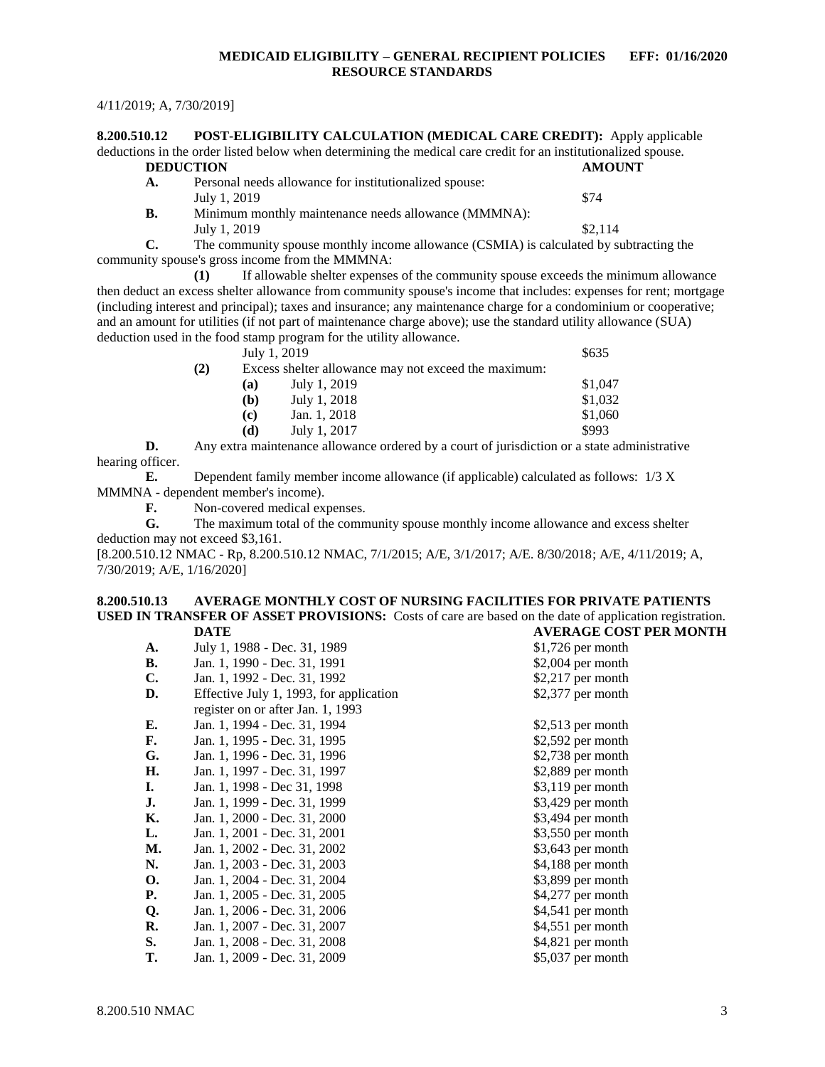4/11/2019; A, 7/30/2019]

**8.200.510.12 POST-ELIGIBILITY CALCULATION (MEDICAL CARE CREDIT):** Apply applicable deductions in the order listed below when determining the medical care credit for an institutionalized spouse.

| **DEDUCTION** | | **AMOUNT** |
|---|---|---|
| **A.** | Personal needs allowance for institutionalized spouse: | |
| | July 1, 2019 | $74 |
| **B.** | Minimum monthly maintenance needs allowance (MMMNA): | |
| | July 1, 2019 | $2,114 |

**C.** The community spouse monthly income allowance (CSMIA) is calculated by subtracting the community spouse's gross income from the MMMNA:

**(1)** If allowable shelter expenses of the community spouse exceeds the minimum allowance then deduct an excess shelter allowance from community spouse's income that includes: expenses for rent; mortgage (including interest and principal); taxes and insurance; any maintenance charge for a condominium or cooperative; and an amount for utilities (if not part of maintenance charge above); use the standard utility allowance (SUA) deduction used in the food stamp program for the utility allowance.

| | |
|---|---|
| July 1, 2019 | $635 |

**(2)** Excess shelter allowance may not exceed the maximum:

| | | |
|---|---|---|
| **(a)** | July 1, 2019 | $1,047 |
| **(b)** | July 1, 2018 | $1,032 |
| **(c)** | Jan. 1, 2018 | $1,060 |
| **(d)** | July 1, 2017 | $993 |

**D.** Any extra maintenance allowance ordered by a court of jurisdiction or a state administrative hearing officer.

**E.** Dependent family member income allowance (if applicable) calculated as follows: 1/3 X MMMNA - dependent member's income).

**F.** Non-covered medical expenses.

**G.** The maximum total of the community spouse monthly income allowance and excess shelter deduction may not exceed $3,161.

[8.200.510.12 NMAC - Rp, 8.200.510.12 NMAC, 7/1/2015; A/E, 3/1/2017; A/E. 8/30/2018; A/E, 4/11/2019; A, 7/30/2019; A/E, 1/16/2020]

**8.200.510.13 AVERAGE MONTHLY COST OF NURSING FACILITIES FOR PRIVATE PATIENTS USED IN TRANSFER OF ASSET PROVISIONS:** Costs of care are based on the date of application registration.

| | **DATE** | **AVERAGE COST PER MONTH** |
|---|---|---|
| **A.** | July 1, 1988 - Dec. 31, 1989 | $1,726 per month |
| **B.** | Jan. 1, 1990 - Dec. 31, 1991 | $2,004 per month |
| **C.** | Jan. 1, 1992 - Dec. 31, 1992 | $2,217 per month |
| **D.** | Effective July 1, 1993, for application register on or after Jan. 1, 1993 | $2,377 per month |
| **E.** | Jan. 1, 1994 - Dec. 31, 1994 | $2,513 per month |
| **F.** | Jan. 1, 1995 - Dec. 31, 1995 | $2,592 per month |
| **G.** | Jan. 1, 1996 - Dec. 31, 1996 | $2,738 per month |
| **H.** | Jan. 1, 1997 - Dec. 31, 1997 | $2,889 per month |
| **I.** | Jan. 1, 1998 - Dec 31, 1998 | $3,119 per month |
| **J.** | Jan. 1, 1999 - Dec. 31, 1999 | $3,429 per month |
| **K.** | Jan. 1, 2000 - Dec. 31, 2000 | $3,494 per month |
| **L.** | Jan. 1, 2001 - Dec. 31, 2001 | $3,550 per month |
| **M.** | Jan. 1, 2002 - Dec. 31, 2002 | $3,643 per month |
| **N.** | Jan. 1, 2003 - Dec. 31, 2003 | $4,188 per month |
| **O.** | Jan. 1, 2004 - Dec. 31, 2004 | $3,899 per month |
| **P.** | Jan. 1, 2005 - Dec. 31, 2005 | $4,277 per month |
| **Q.** | Jan. 1, 2006 - Dec. 31, 2006 | $4,541 per month |
| **R.** | Jan. 1, 2007 - Dec. 31, 2007 | $4,551 per month |
| **S.** | Jan. 1, 2008 - Dec. 31, 2008 | $4,821 per month |
| **T.** | Jan. 1, 2009 - Dec. 31, 2009 | $5,037 per month |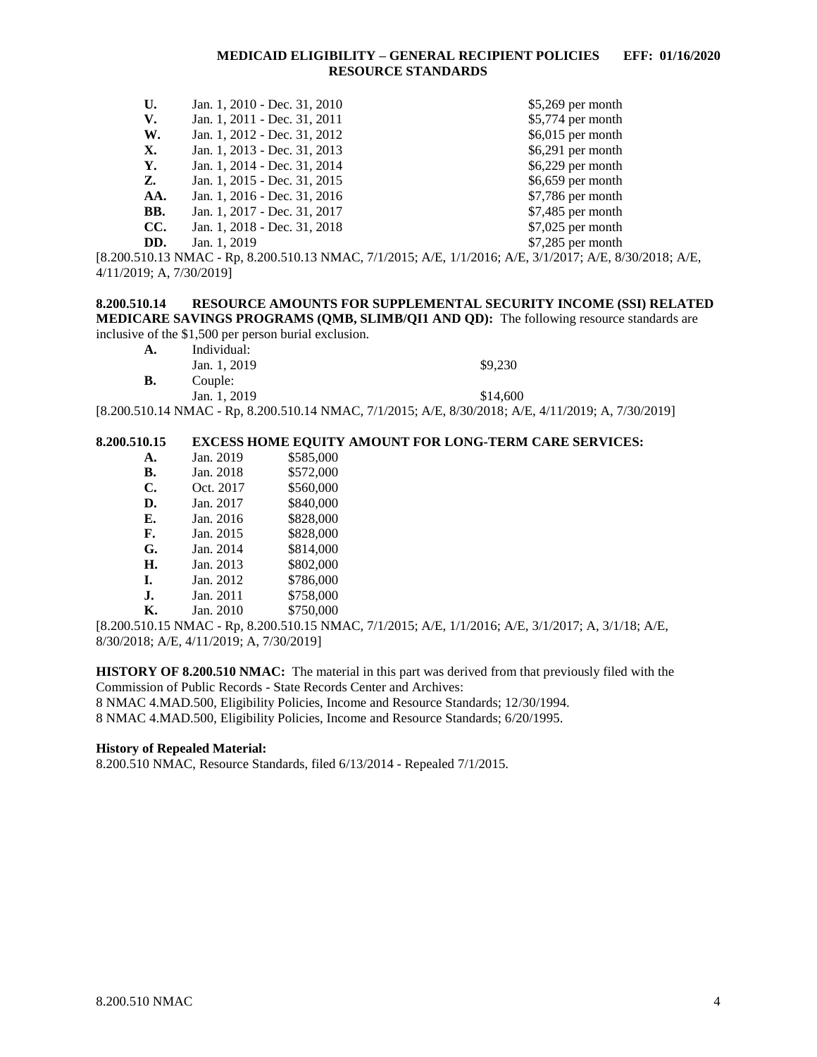| | | |
|---|---|---|
| **U.** | Jan. 1, 2010 - Dec. 31, 2010 | $5,269 per month |
| **V.** | Jan. 1, 2011 - Dec. 31, 2011 | $5,774 per month |
| **W.** | Jan. 1, 2012 - Dec. 31, 2012 | $6,015 per month |
| **X.** | Jan. 1, 2013 - Dec. 31, 2013 | $6,291 per month |
| **Y.** | Jan. 1, 2014 - Dec. 31, 2014 | $6,229 per month |
| **Z.** | Jan. 1, 2015 - Dec. 31, 2015 | $6,659 per month |
| **AA.** | Jan. 1, 2016 - Dec. 31, 2016 | $7,786 per month |
| **BB.** | Jan. 1, 2017 - Dec. 31, 2017 | $7,485 per month |
| **CC.** | Jan. 1, 2018 - Dec. 31, 2018 | $7,025 per month |
| **DD.** | Jan. 1, 2019 | $7,285 per month |

[8.200.510.13 NMAC - Rp, 8.200.510.13 NMAC, 7/1/2015; A/E, 1/1/2016; A/E, 3/1/2017; A/E, 8/30/2018; A/E, 4/11/2019; A, 7/30/2019]

**8.200.510.14 RESOURCE AMOUNTS FOR SUPPLEMENTAL SECURITY INCOME (SSI) RELATED MEDICARE SAVINGS PROGRAMS (QMB, SLIMB/QI1 AND QD):** The following resource standards are inclusive of the $1,500 per person burial exclusion.

| | | |
|---|---|---|
| **A.** | Individual: | |
| | Jan. 1, 2019 | $9,230 |
| **B.** | Couple: | |
| | Jan. 1, 2019 | $14,600 |

[8.200.510.14 NMAC - Rp, 8.200.510.14 NMAC, 7/1/2015; A/E, 8/30/2018; A/E, 4/11/2019; A, 7/30/2019]

**8.200.510.15 EXCESS HOME EQUITY AMOUNT FOR LONG-TERM CARE SERVICES:**

| | | |
|---|---|---|
| **A.** | Jan. 2019 | $585,000 |
| **B.** | Jan. 2018 | $572,000 |
| **C.** | Oct. 2017 | $560,000 |
| **D.** | Jan. 2017 | $840,000 |
| **E.** | Jan. 2016 | $828,000 |
| **F.** | Jan. 2015 | $828,000 |
| **G.** | Jan. 2014 | $814,000 |
| **H.** | Jan. 2013 | $802,000 |
| **I.** | Jan. 2012 | $786,000 |
| **J.** | Jan. 2011 | $758,000 |
| **K.** | Jan. 2010 | $750,000 |

[8.200.510.15 NMAC - Rp, 8.200.510.15 NMAC, 7/1/2015; A/E, 1/1/2016; A/E, 3/1/2017; A, 3/1/18; A/E, 8/30/2018; A/E, 4/11/2019; A, 7/30/2019]

**HISTORY OF 8.200.510 NMAC:** The material in this part was derived from that previously filed with the Commission of Public Records - State Records Center and Archives:
8 NMAC 4.MAD.500, Eligibility Policies, Income and Resource Standards; 12/30/1994.
8 NMAC 4.MAD.500, Eligibility Policies, Income and Resource Standards; 6/20/1995.

**History of Repealed Material:**
8.200.510 NMAC, Resource Standards, filed 6/13/2014 - Repealed 7/1/2015.